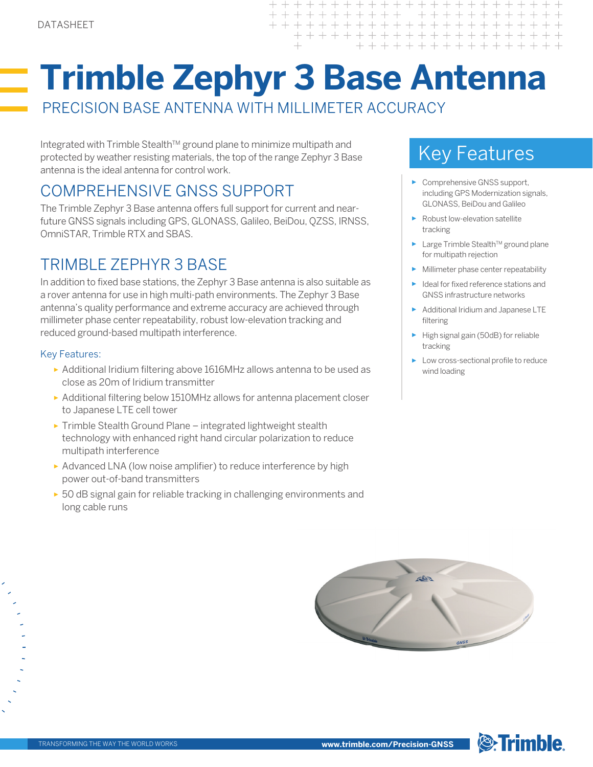DATASHEET

# Trimble Zephyr 3 Base Antenna

PRECISION BASE ANTENNA WITH MILLIMETER ACCURACY

Integrated with Trimble Stealth™ ground plane to minimize multipath and protected by weather resisting materials, the top of the range Zephyr 3 Base antenna is the ideal antenna for control work.

## COMPREHENSIVE GNSS SUPPORT

The Trimble Zephyr 3 Base antenna offers full support for current and near-future GNSS signals including GPS, GLONASS, Galileo, BeiDou, QZSS, IRNSS, OmniSTAR, Trimble RTX and SBAS.

## TRIMBLE ZEPHYR 3 BASE

In addition to fixed base stations, the Zephyr 3 Base antenna is also suitable as a rover antenna for use in high multi-path environments. The Zephyr 3 Base antenna's quality performance and extreme accuracy are achieved through millimeter phase center repeatability, robust low-elevation tracking and reduced ground-based multipath interference.

### Key Features:

- Additional Iridium filtering above 1616MHz allows antenna to be used as close as 20m of Iridium transmitter
- Additional filtering below 1510MHz allows for antenna placement closer to Japanese LTE cell tower
- Trimble Stealth Ground Plane – integrated lightweight stealth technology with enhanced right hand circular polarization to reduce multipath interference
- Advanced LNA (low noise amplifier) to reduce interference by high power out-of-band transmitters
- 50 dB signal gain for reliable tracking in challenging environments and long cable runs

## Key Features

- Comprehensive GNSS support, including GPS Modernization signals, GLONASS, BeiDou and Galileo
- Robust low-elevation satellite tracking
- Large Trimble Stealth™ ground plane for multipath rejection
- Millimeter phase center repeatability
- Ideal for fixed reference stations and GNSS infrastructure networks
- Additional Iridium and Japanese LTE filtering
- High signal gain (50dB) for reliable tracking
- Low cross-sectional profile to reduce wind loading

TRANSFORMING THE WAY THE WORLD WORKS

www.trimble.com/Precision-GNSS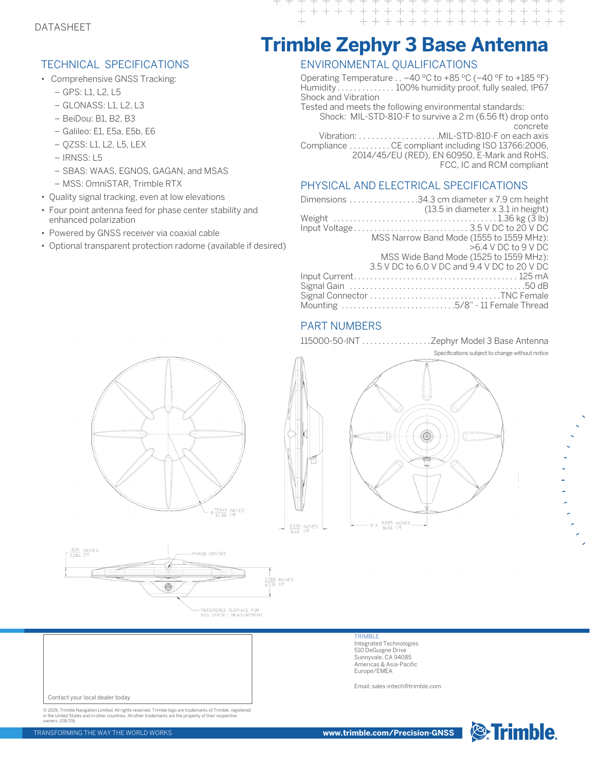DATASHEET

# Trimble Zephyr 3 Base Antenna

## TECHNICAL SPECIFICATIONS

- Comprehensive GNSS Tracking:
  - GPS: L1, L2, L5
  - GLONASS: L1, L2, L3
  - BeiDou: B1, B2, B3
  - Galileo: E1, E5a, E5b, E6
  - QZSS: L1, L2, L5, LEX
  - IRNSS: L5
  - SBAS: WAAS, EGNOS, GAGAN, and MSAS
  - MSS: OmniSTAR, Trimble RTX
- Quality signal tracking, even at low elevations
- Four point antenna feed for phase center stability and enhanced polarization
- Powered by GNSS receiver via coaxial cable
- Optional transparent protection radome (available if desired)

## ENVIRONMENTAL QUALIFICATIONS

Operating Temperature . . −40 ºC to +85 ºC (−40 ºF to +185 ºF)
Humidity . . . . . . . . . . . . . . 100% humidity proof, fully sealed, IP67
Shock and Vibration
Tested and meets the following environmental standards:
Shock: MIL-STD-810-F to survive a 2 m (6.56 ft) drop onto concrete
Vibration: . . . . . . . . . . . . . . . . . . . MIL-STD-810-F on each axis
Compliance . . . . . . . . . . CE compliant including ISO 13766:2006, 2014/45/EU (RED), EN 60950, E-Mark and RoHS, FCC, IC and RCM compliant

## PHYSICAL AND ELECTRICAL SPECIFICATIONS

Dimensions . . . . . . . . . . . . . . . . 34.3 cm diameter x 7.9 cm height (13.5 in diameter x 3.1 in height)
Weight . . . . . . . . . . . . . . . . . . . . . . . . . . . . . . . . . . . . . . . 1.36 kg (3 lb)
Input Voltage . . . . . . . . . . . . . . . . . . . . . . . . . . . . 3.5 V DC to 20 V DC
MSS Narrow Band Mode (1555 to 1559 MHz): >6.4 V DC to 9 V DC
MSS Wide Band Mode (1525 to 1559 MHz): 3.5 V DC to 6.0 V DC and 9.4 V DC to 20 V DC
Input Current . . . . . . . . . . . . . . . . . . . . . . . . . . . . . . . . . . . . . . . 125 mA
Signal Gain . . . . . . . . . . . . . . . . . . . . . . . . . . . . . . . . . . . . . . . . . . 50 dB
Signal Connector . . . . . . . . . . . . . . . . . . . . . . . . . . . . . . . . TNC Female
Mounting . . . . . . . . . . . . . . . . . . . . . . . . . . . . 5/8" - 11 Female Thread

## PART NUMBERS

115000-50-INT . . . . . . . . . . . . . . . . . Zephyr Model 3 Base Antenna

Specifications subject to change without notice

Ø 13.540 INCHES / 34.39 CM

3.330 INCHES / 8.46 CM

8 X 6.685 INCHES / 16.98 CM

.820 INCHES / 2.084 CM

PHASE CENTER

2.566 INCHES / 6.519 CM

REFERENCE SURFACE FOR NGS OFFSET MEASUREMENT

Contact your local dealer today

© 2019, Trimble Navigation Limited. All rights reserved. Trimble logo are trademarks of Trimble, registered in the United States and in other countries. All other trademarks are the property of their respective owners. (08/19)

TRIMBLE
Integrated Technologies
510 DeGuigne Drive
Sunnyvale, CA 94085
Americas & Asia-Pacific
Europe/EMEA

Email: sales-intech@trimble.com

TRANSFORMING THE WAY THE WORLD WORKS

www.trimble.com/Precision-GNSS